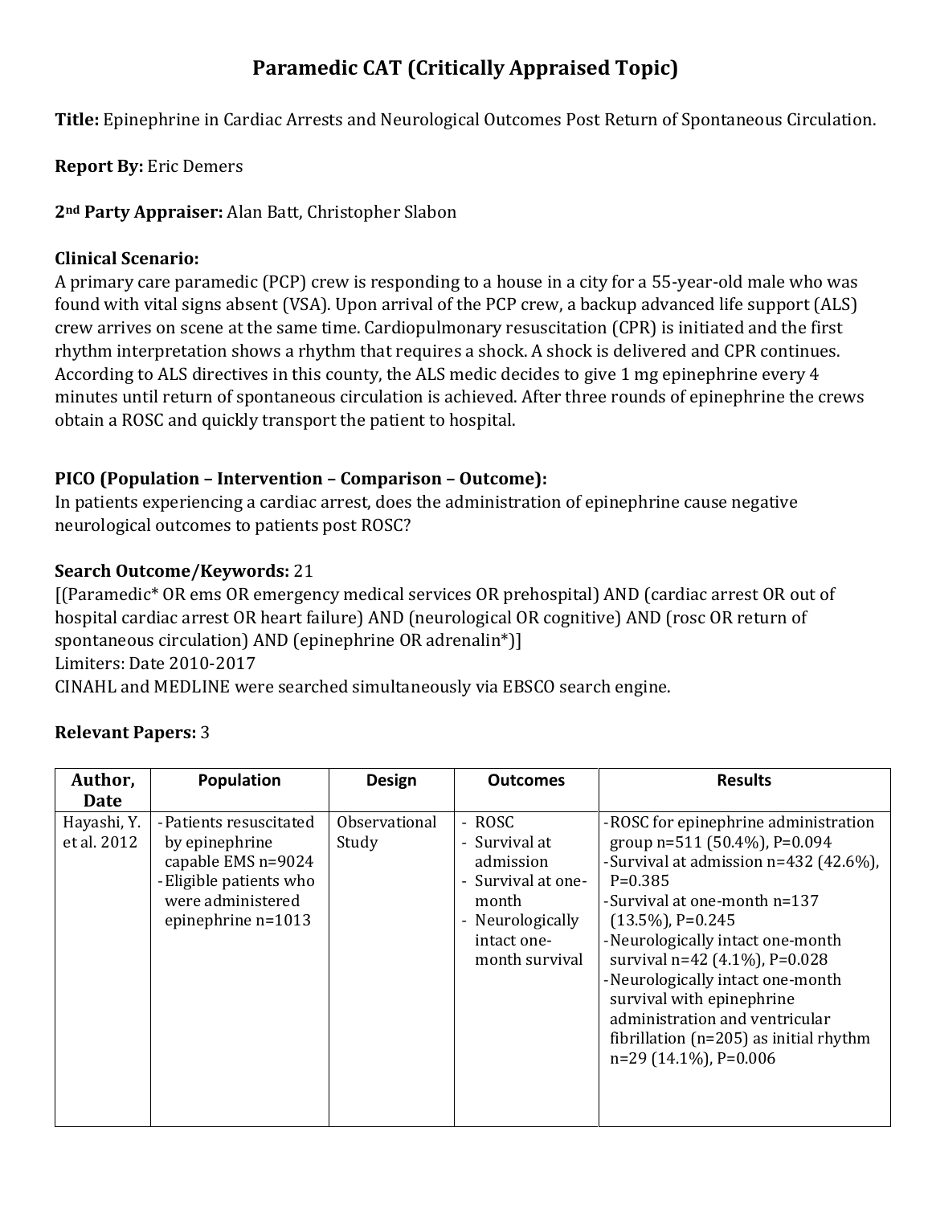# Paramedic CAT (Critically Appraised Topic)

**Title:** Epinephrine in Cardiac Arrests and Neurological Outcomes Post Return of Spontaneous Circulation.

**Report By:** Eric Demers

**2nd Party Appraiser:** Alan Batt, Christopher Slabon

**Clinical Scenario:**
A primary care paramedic (PCP) crew is responding to a house in a city for a 55-year-old male who was found with vital signs absent (VSA). Upon arrival of the PCP crew, a backup advanced life support (ALS) crew arrives on scene at the same time. Cardiopulmonary resuscitation (CPR) is initiated and the first rhythm interpretation shows a rhythm that requires a shock. A shock is delivered and CPR continues. According to ALS directives in this county, the ALS medic decides to give 1 mg epinephrine every 4 minutes until return of spontaneous circulation is achieved. After three rounds of epinephrine the crews obtain a ROSC and quickly transport the patient to hospital.

**PICO (Population – Intervention – Comparison – Outcome):**
In patients experiencing a cardiac arrest, does the administration of epinephrine cause negative neurological outcomes to patients post ROSC?

**Search Outcome/Keywords:** 21
[(Paramedic* OR ems OR emergency medical services OR prehospital) AND (cardiac arrest OR out of hospital cardiac arrest OR heart failure) AND (neurological OR cognitive) AND (rosc OR return of spontaneous circulation) AND (epinephrine OR adrenalin*)]
Limiters: Date 2010-2017
CINAHL and MEDLINE were searched simultaneously via EBSCO search engine.

**Relevant Papers:** 3

| Author, Date | Population | Design | Outcomes | Results |
|---|---|---|---|---|
| Hayashi, Y. et al. 2012 | - Patients resuscitated by epinephrine capable EMS n=9024<br>- Eligible patients who were administered epinephrine n=1013 | Observational Study | - ROSC<br>- Survival at admission<br>- Survival at one-month<br>- Neurologically intact one-month survival | - ROSC for epinephrine administration group n=511 (50.4%), P=0.094<br>- Survival at admission n=432 (42.6%), P=0.385<br>- Survival at one-month n=137 (13.5%), P=0.245<br>- Neurologically intact one-month survival n=42 (4.1%), P=0.028<br>- Neurologically intact one-month survival with epinephrine administration and ventricular fibrillation (n=205) as initial rhythm n=29 (14.1%), P=0.006 |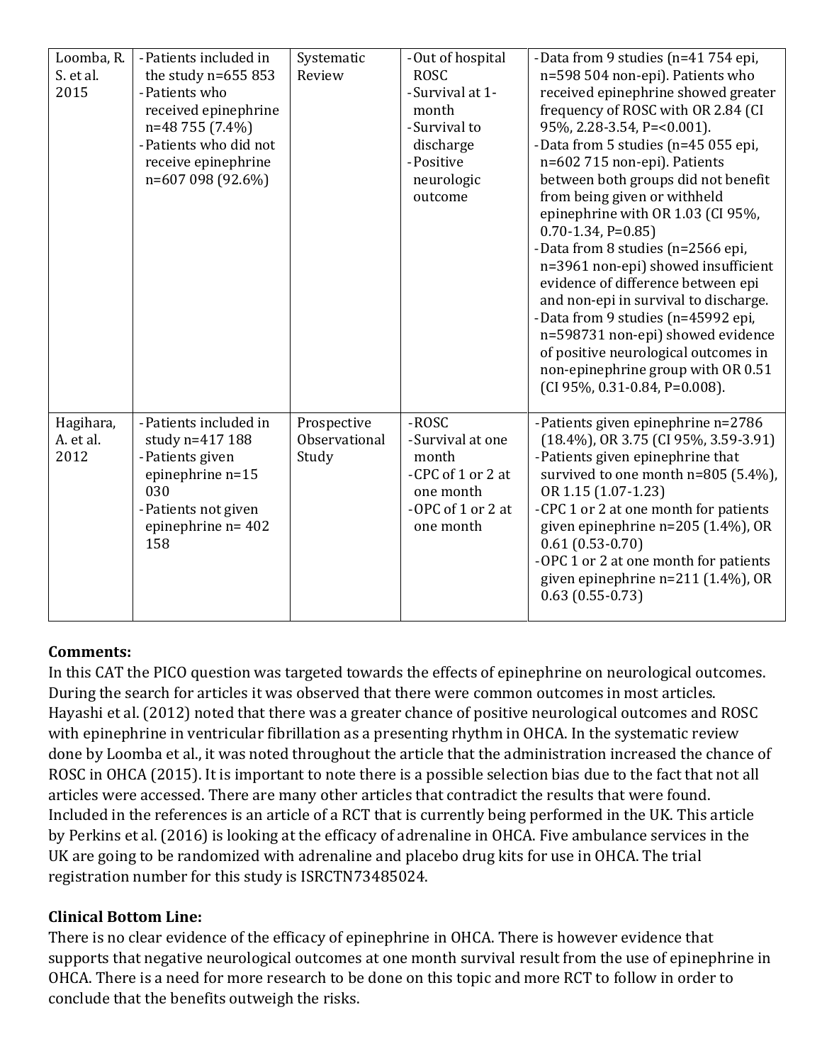| | | | | |
|---|---|---|---|---|
| Loomba, R. S. et al. 2015 | - Patients included in the study n=655 853<br>- Patients who received epinephrine n=48 755 (7.4%)<br>- Patients who did not receive epinephrine n=607 098 (92.6%) | Systematic Review | - Out of hospital ROSC<br>- Survival at 1-month<br>- Survival to discharge<br>- Positive neurologic outcome | - Data from 9 studies (n=41 754 epi, n=598 504 non-epi). Patients who received epinephrine showed greater frequency of ROSC with OR 2.84 (CI 95%, 2.28-3.54, P=<0.001).<br>- Data from 5 studies (n=45 055 epi, n=602 715 non-epi). Patients between both groups did not benefit from being given or withheld epinephrine with OR 1.03 (CI 95%, 0.70-1.34, P=0.85)<br>- Data from 8 studies (n=2566 epi, n=3961 non-epi) showed insufficient evidence of difference between epi and non-epi in survival to discharge.<br>- Data from 9 studies (n=45992 epi, n=598731 non-epi) showed evidence of positive neurological outcomes in non-epinephrine group with OR 0.51 (CI 95%, 0.31-0.84, P=0.008). |
| Hagihara, A. et al. 2012 | - Patients included in study n=417 188<br>- Patients given epinephrine n=15 030<br>- Patients not given epinephrine n= 402 158 | Prospective Observational Study | - ROSC<br>- Survival at one month<br>- CPC of 1 or 2 at one month<br>- OPC of 1 or 2 at one month | - Patients given epinephrine n=2786 (18.4%), OR 3.75 (CI 95%, 3.59-3.91)<br>- Patients given epinephrine that survived to one month n=805 (5.4%), OR 1.15 (1.07-1.23)<br>- CPC 1 or 2 at one month for patients given epinephrine n=205 (1.4%), OR 0.61 (0.53-0.70)<br>- OPC 1 or 2 at one month for patients given epinephrine n=211 (1.4%), OR 0.63 (0.55-0.73) |

**Comments:**

In this CAT the PICO question was targeted towards the effects of epinephrine on neurological outcomes. During the search for articles it was observed that there were common outcomes in most articles. Hayashi et al. (2012) noted that there was a greater chance of positive neurological outcomes and ROSC with epinephrine in ventricular fibrillation as a presenting rhythm in OHCA. In the systematic review done by Loomba et al., it was noted throughout the article that the administration increased the chance of ROSC in OHCA (2015). It is important to note there is a possible selection bias due to the fact that not all articles were accessed. There are many other articles that contradict the results that were found. Included in the references is an article of a RCT that is currently being performed in the UK. This article by Perkins et al. (2016) is looking at the efficacy of adrenaline in OHCA. Five ambulance services in the UK are going to be randomized with adrenaline and placebo drug kits for use in OHCA. The trial registration number for this study is ISRCTN73485024.

**Clinical Bottom Line:**

There is no clear evidence of the efficacy of epinephrine in OHCA. There is however evidence that supports that negative neurological outcomes at one month survival result from the use of epinephrine in OHCA. There is a need for more research to be done on this topic and more RCT to follow in order to conclude that the benefits outweigh the risks.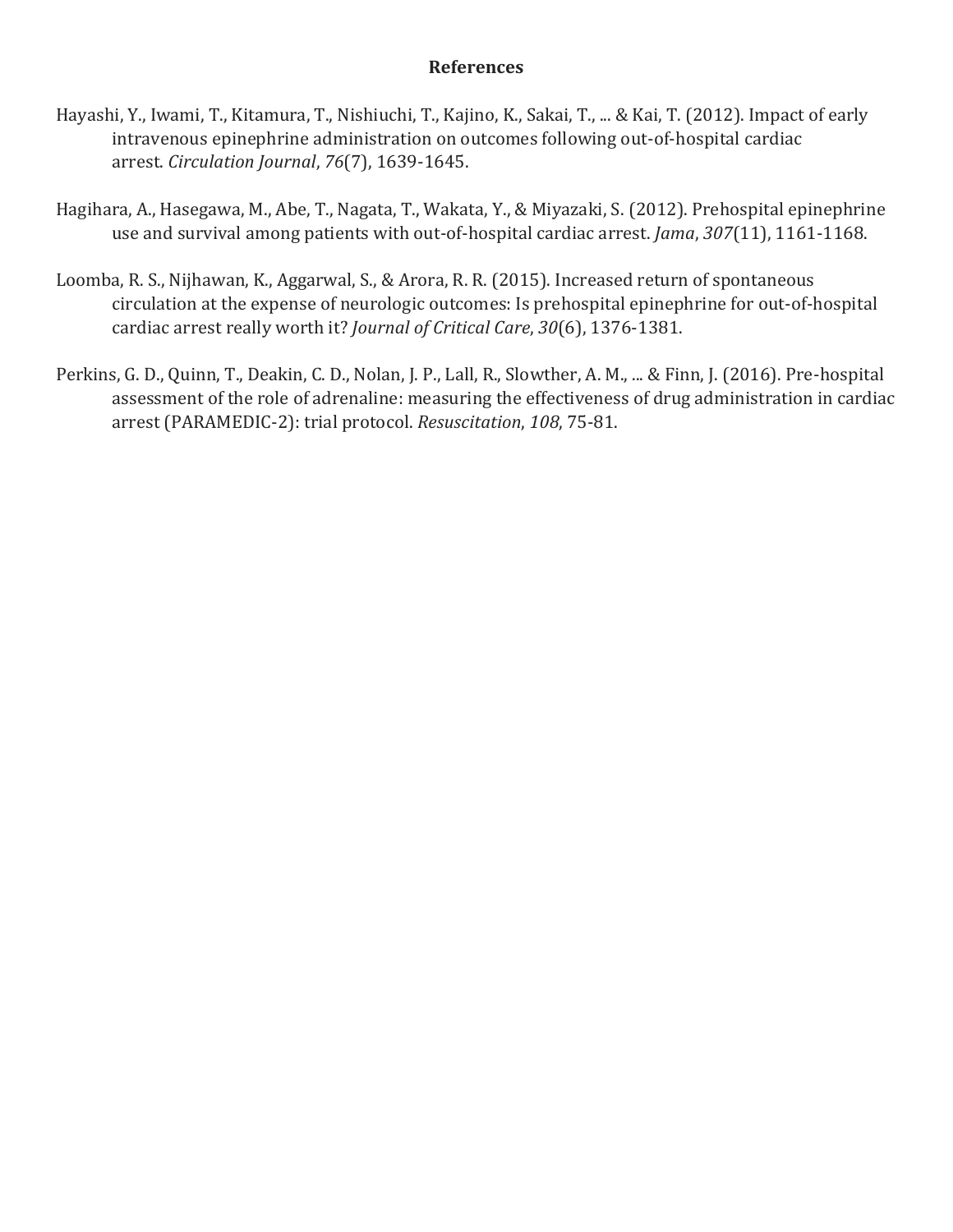## References

Hayashi, Y., Iwami, T., Kitamura, T., Nishiuchi, T., Kajino, K., Sakai, T., ... & Kai, T. (2012). Impact of early intravenous epinephrine administration on outcomes following out-of-hospital cardiac arrest. *Circulation Journal*, *76*(7), 1639-1645.

Hagihara, A., Hasegawa, M., Abe, T., Nagata, T., Wakata, Y., & Miyazaki, S. (2012). Prehospital epinephrine use and survival among patients with out-of-hospital cardiac arrest. *Jama*, *307*(11), 1161-1168.

Loomba, R. S., Nijhawan, K., Aggarwal, S., & Arora, R. R. (2015). Increased return of spontaneous circulation at the expense of neurologic outcomes: Is prehospital epinephrine for out-of-hospital cardiac arrest really worth it? *Journal of Critical Care*, *30*(6), 1376-1381.

Perkins, G. D., Quinn, T., Deakin, C. D., Nolan, J. P., Lall, R., Slowther, A. M., ... & Finn, J. (2016). Pre-hospital assessment of the role of adrenaline: measuring the effectiveness of drug administration in cardiac arrest (PARAMEDIC-2): trial protocol. *Resuscitation*, *108*, 75-81.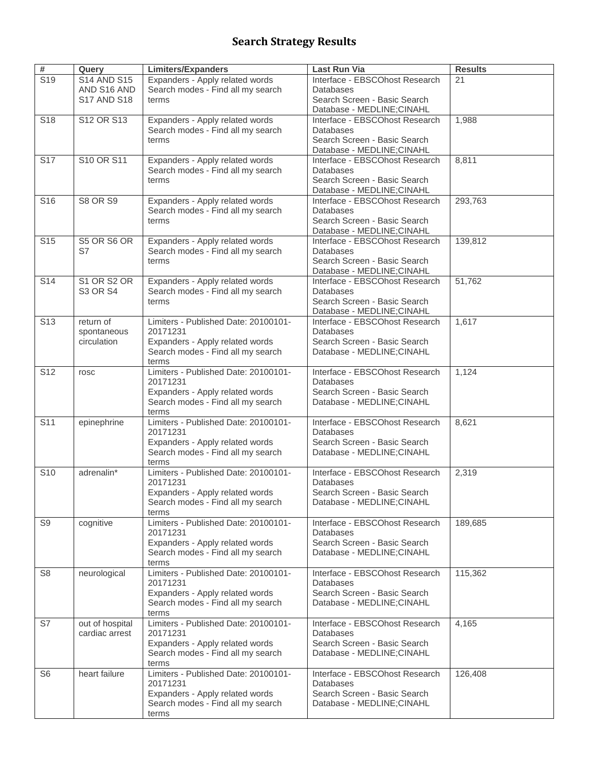# Search Strategy Results

| # | Query | Limiters/Expanders | Last Run Via | Results |
|---|---|---|---|---|
| S19 | S14 AND S15 AND S16 AND S17 AND S18 | Expanders - Apply related words<br>Search modes - Find all my search terms | Interface - EBSCOhost Research Databases<br>Search Screen - Basic Search<br>Database - MEDLINE;CINAHL | 21 |
| S18 | S12 OR S13 | Expanders - Apply related words<br>Search modes - Find all my search terms | Interface - EBSCOhost Research Databases<br>Search Screen - Basic Search<br>Database - MEDLINE;CINAHL | 1,988 |
| S17 | S10 OR S11 | Expanders - Apply related words<br>Search modes - Find all my search terms | Interface - EBSCOhost Research Databases<br>Search Screen - Basic Search<br>Database - MEDLINE;CINAHL | 8,811 |
| S16 | S8 OR S9 | Expanders - Apply related words<br>Search modes - Find all my search terms | Interface - EBSCOhost Research Databases<br>Search Screen - Basic Search<br>Database - MEDLINE;CINAHL | 293,763 |
| S15 | S5 OR S6 OR S7 | Expanders - Apply related words<br>Search modes - Find all my search terms | Interface - EBSCOhost Research Databases<br>Search Screen - Basic Search<br>Database - MEDLINE;CINAHL | 139,812 |
| S14 | S1 OR S2 OR S3 OR S4 | Expanders - Apply related words<br>Search modes - Find all my search terms | Interface - EBSCOhost Research Databases<br>Search Screen - Basic Search<br>Database - MEDLINE;CINAHL | 51,762 |
| S13 | return of spontaneous circulation | Limiters - Published Date: 20100101-20171231<br>Expanders - Apply related words<br>Search modes - Find all my search terms | Interface - EBSCOhost Research Databases<br>Search Screen - Basic Search<br>Database - MEDLINE;CINAHL | 1,617 |
| S12 | rosc | Limiters - Published Date: 20100101-20171231<br>Expanders - Apply related words<br>Search modes - Find all my search terms | Interface - EBSCOhost Research Databases<br>Search Screen - Basic Search<br>Database - MEDLINE;CINAHL | 1,124 |
| S11 | epinephrine | Limiters - Published Date: 20100101-20171231<br>Expanders - Apply related words<br>Search modes - Find all my search terms | Interface - EBSCOhost Research Databases<br>Search Screen - Basic Search<br>Database - MEDLINE;CINAHL | 8,621 |
| S10 | adrenalin* | Limiters - Published Date: 20100101-20171231<br>Expanders - Apply related words<br>Search modes - Find all my search terms | Interface - EBSCOhost Research Databases<br>Search Screen - Basic Search<br>Database - MEDLINE;CINAHL | 2,319 |
| S9 | cognitive | Limiters - Published Date: 20100101-20171231<br>Expanders - Apply related words<br>Search modes - Find all my search terms | Interface - EBSCOhost Research Databases<br>Search Screen - Basic Search<br>Database - MEDLINE;CINAHL | 189,685 |
| S8 | neurological | Limiters - Published Date: 20100101-20171231<br>Expanders - Apply related words<br>Search modes - Find all my search terms | Interface - EBSCOhost Research Databases<br>Search Screen - Basic Search<br>Database - MEDLINE;CINAHL | 115,362 |
| S7 | out of hospital cardiac arrest | Limiters - Published Date: 20100101-20171231<br>Expanders - Apply related words<br>Search modes - Find all my search terms | Interface - EBSCOhost Research Databases<br>Search Screen - Basic Search<br>Database - MEDLINE;CINAHL | 4,165 |
| S6 | heart failure | Limiters - Published Date: 20100101-20171231<br>Expanders - Apply related words<br>Search modes - Find all my search terms | Interface - EBSCOhost Research Databases<br>Search Screen - Basic Search<br>Database - MEDLINE;CINAHL | 126,408 |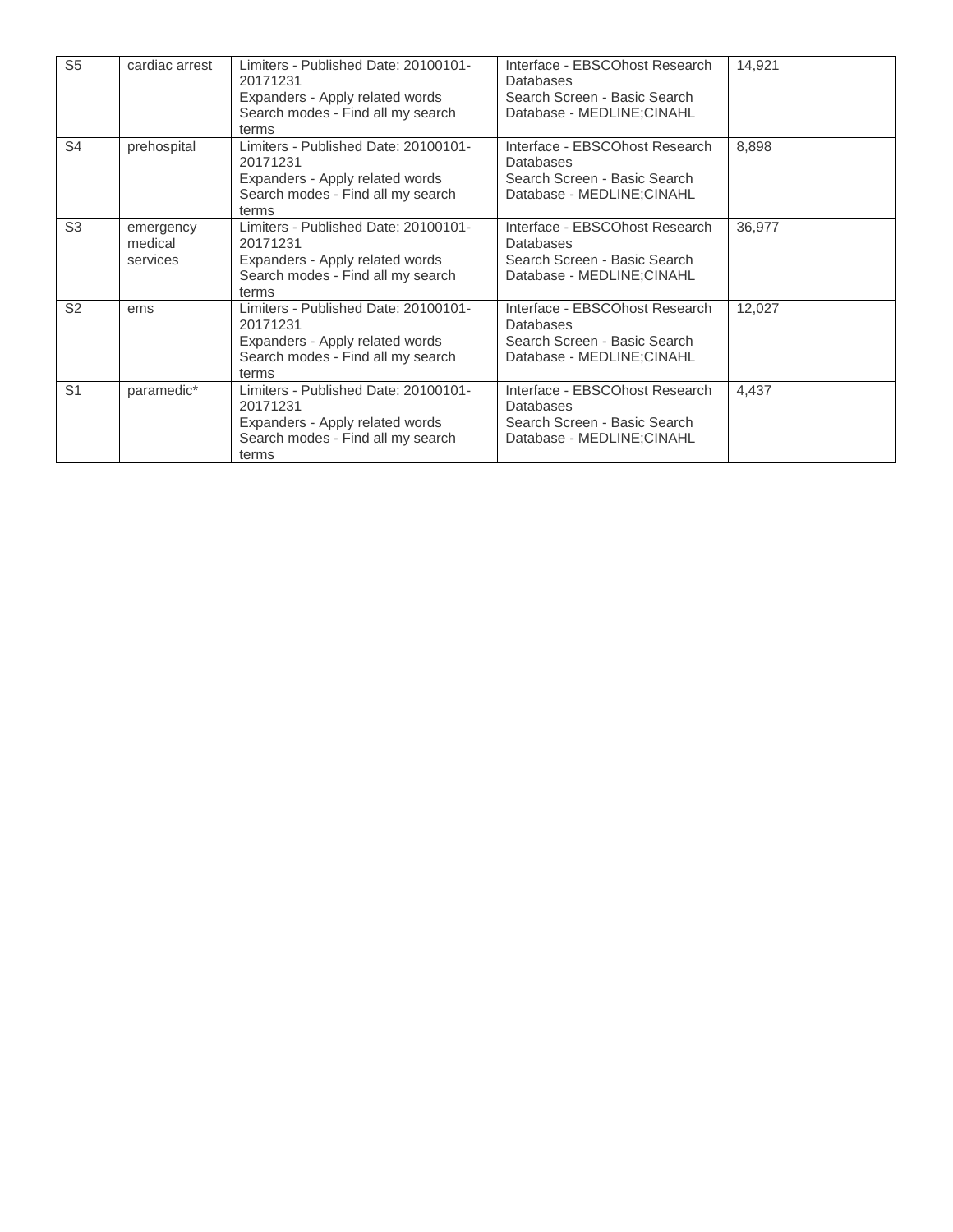| | | | | |
|---|---|---|---|---|
| S5 | cardiac arrest | Limiters - Published Date: 20100101-20171231<br>Expanders - Apply related words<br>Search modes - Find all my search terms | Interface - EBSCOhost Research Databases<br>Search Screen - Basic Search<br>Database - MEDLINE;CINAHL | 14,921 |
| S4 | prehospital | Limiters - Published Date: 20100101-20171231<br>Expanders - Apply related words<br>Search modes - Find all my search terms | Interface - EBSCOhost Research Databases<br>Search Screen - Basic Search<br>Database - MEDLINE;CINAHL | 8,898 |
| S3 | emergency medical services | Limiters - Published Date: 20100101-20171231<br>Expanders - Apply related words<br>Search modes - Find all my search terms | Interface - EBSCOhost Research Databases<br>Search Screen - Basic Search<br>Database - MEDLINE;CINAHL | 36,977 |
| S2 | ems | Limiters - Published Date: 20100101-20171231<br>Expanders - Apply related words<br>Search modes - Find all my search terms | Interface - EBSCOhost Research Databases<br>Search Screen - Basic Search<br>Database - MEDLINE;CINAHL | 12,027 |
| S1 | paramedic* | Limiters - Published Date: 20100101-20171231<br>Expanders - Apply related words<br>Search modes - Find all my search terms | Interface - EBSCOhost Research Databases<br>Search Screen - Basic Search<br>Database - MEDLINE;CINAHL | 4,437 |